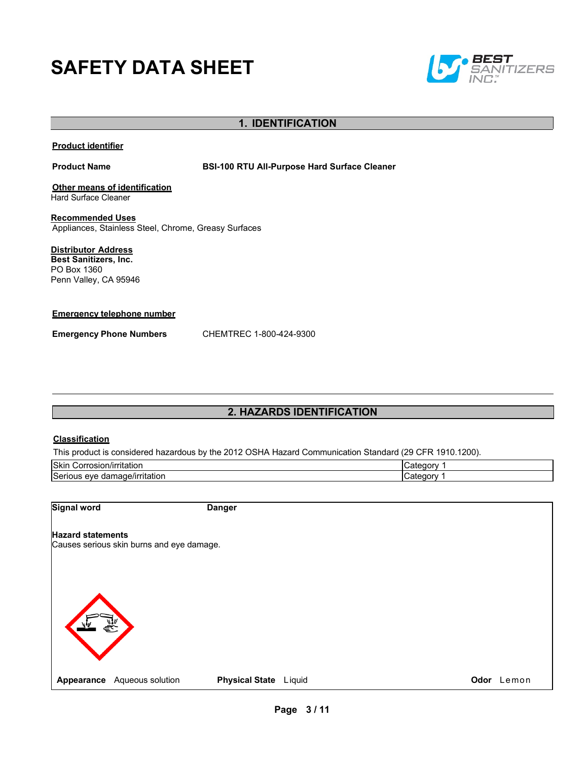# SAFETY DATA SHEET

## 1. IDENTIFICATION

**Product identifier**

**Product Name** BSI-100 RTU All-Purpose Hard Surface Cleaner

**Other means of identification**
Hard Surface Cleaner

**Recommended Uses**
Appliances, Stainless Steel, Chrome, Greasy Surfaces

**Distributor Address**
**Best Sanitizers, Inc.**
PO Box 1360
Penn Valley, CA 95946

**Emergency telephone number**

**Emergency Phone Numbers** CHEMTREC 1-800-424-9300

## 2. HAZARDS IDENTIFICATION

**Classification**

This product is considered hazardous by the 2012 OSHA Hazard Communication Standard (29 CFR 1910.1200).

| Hazard | Category |
|---|---|
| Skin Corrosion/irritation | Category 1 |
| Serious eye damage/irritation | Category 1 |

**Signal word** Danger

**Hazard statements**
Causes serious skin burns and eye damage.

**Appearance** Aqueous solution **Physical State** Liquid **Odor** Lemon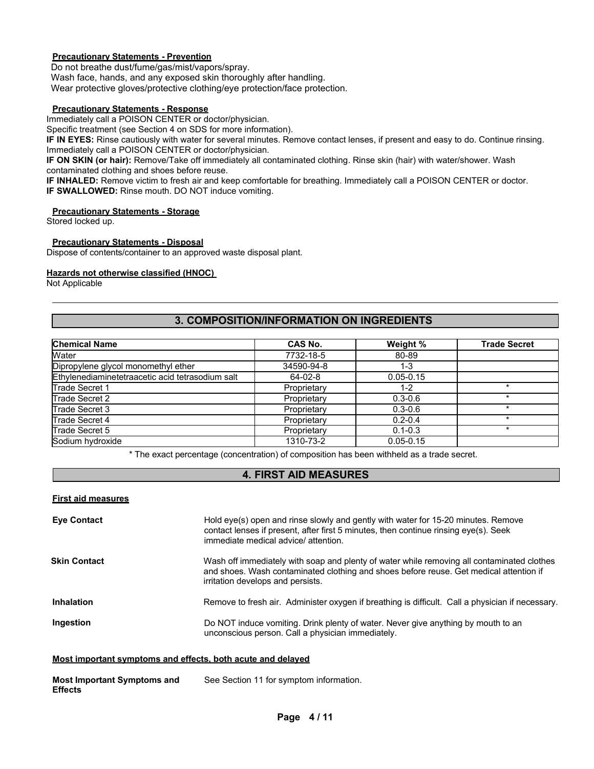**Precautionary Statements - Prevention**

Do not breathe dust/fume/gas/mist/vapors/spray.
Wash face, hands, and any exposed skin thoroughly after handling.
Wear protective gloves/protective clothing/eye protection/face protection.

**Precautionary Statements - Response**

Immediately call a POISON CENTER or doctor/physician.
Specific treatment (see Section 4 on SDS for more information).
**IF IN EYES:** Rinse cautiously with water for several minutes. Remove contact lenses, if present and easy to do. Continue rinsing. Immediately call a POISON CENTER or doctor/physician.
**IF ON SKIN (or hair):** Remove/Take off immediately all contaminated clothing. Rinse skin (hair) with water/shower. Wash contaminated clothing and shoes before reuse.
**IF INHALED:** Remove victim to fresh air and keep comfortable for breathing. Immediately call a POISON CENTER or doctor.
**IF SWALLOWED:** Rinse mouth. DO NOT induce vomiting.

**Precautionary Statements - Storage**

Stored locked up.

**Precautionary Statements - Disposal**

Dispose of contents/container to an approved waste disposal plant.

**Hazards not otherwise classified (HNOC)**

Not Applicable

## 3. COMPOSITION/INFORMATION ON INGREDIENTS

| Chemical Name | CAS No. | Weight % | Trade Secret |
|---|---|---|---|
| Water | 7732-18-5 | 80-89 | |
| Dipropylene glycol monomethyl ether | 34590-94-8 | 1-3 | |
| Ethylenediaminetetraacetic acid tetrasodium salt | 64-02-8 | 0.05-0.15 | |
| Trade Secret 1 | Proprietary | 1-2 | * |
| Trade Secret 2 | Proprietary | 0.3-0.6 | * |
| Trade Secret 3 | Proprietary | 0.3-0.6 | * |
| Trade Secret 4 | Proprietary | 0.2-0.4 | * |
| Trade Secret 5 | Proprietary | 0.1-0.3 | * |
| Sodium hydroxide | 1310-73-2 | 0.05-0.15 | |

* The exact percentage (concentration) of composition has been withheld as a trade secret.

## 4. FIRST AID MEASURES

**First aid measures**

**Eye Contact**
Hold eye(s) open and rinse slowly and gently with water for 15-20 minutes. Remove contact lenses if present, after first 5 minutes, then continue rinsing eye(s). Seek immediate medical advice/ attention.

**Skin Contact**
Wash off immediately with soap and plenty of water while removing all contaminated clothes and shoes. Wash contaminated clothing and shoes before reuse. Get medical attention if irritation develops and persists.

**Inhalation**
Remove to fresh air. Administer oxygen if breathing is difficult. Call a physician if necessary.

**Ingestion**
Do NOT induce vomiting. Drink plenty of water. Never give anything by mouth to an unconscious person. Call a physician immediately.

**Most important symptoms and effects, both acute and delayed**

**Most Important Symptoms and Effects**
See Section 11 for symptom information.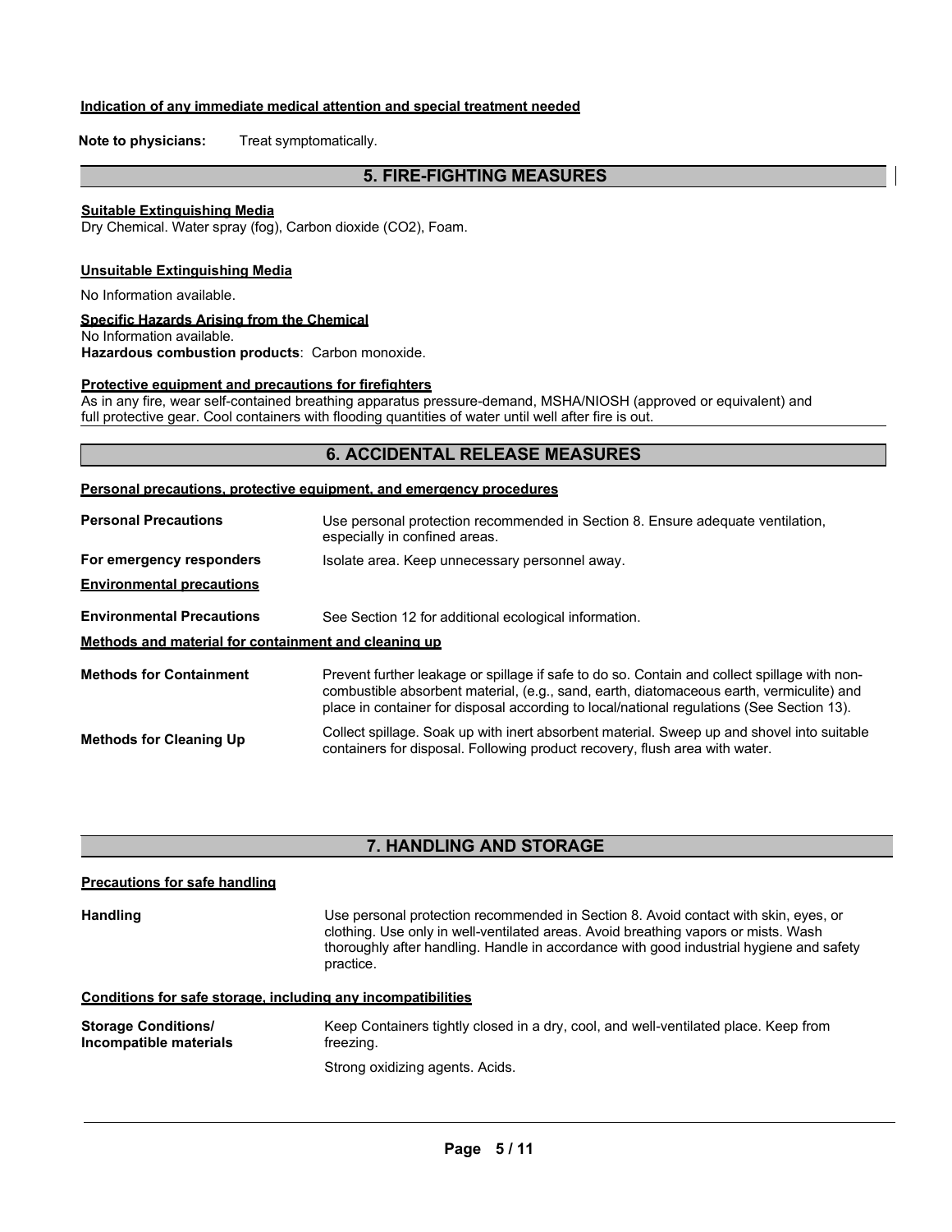**Indication of any immediate medical attention and special treatment needed**

**Note to physicians:** Treat symptomatically.

## 5. FIRE-FIGHTING MEASURES

**Suitable Extinguishing Media**

Dry Chemical. Water spray (fog), Carbon dioxide (CO2), Foam.

**Unsuitable Extinguishing Media**

No Information available.

**Specific Hazards Arising from the Chemical**

No Information available.

**Hazardous combustion products**: Carbon monoxide.

**Protective equipment and precautions for firefighters**

As in any fire, wear self-contained breathing apparatus pressure-demand, MSHA/NIOSH (approved or equivalent) and full protective gear. Cool containers with flooding quantities of water until well after fire is out.

## 6. ACCIDENTAL RELEASE MEASURES

**Personal precautions, protective equipment, and emergency procedures**

**Personal Precautions** — Use personal protection recommended in Section 8. Ensure adequate ventilation, especially in confined areas.

**For emergency responders** — Isolate area. Keep unnecessary personnel away.

**Environmental precautions**

**Environmental Precautions** — See Section 12 for additional ecological information.

**Methods and material for containment and cleaning up**

**Methods for Containment** — Prevent further leakage or spillage if safe to do so. Contain and collect spillage with non-combustible absorbent material, (e.g., sand, earth, diatomaceous earth, vermiculite) and place in container for disposal according to local/national regulations (See Section 13).

**Methods for Cleaning Up** — Collect spillage. Soak up with inert absorbent material. Sweep up and shovel into suitable containers for disposal. Following product recovery, flush area with water.

## 7. HANDLING AND STORAGE

**Precautions for safe handling**

**Handling** — Use personal protection recommended in Section 8. Avoid contact with skin, eyes, or clothing. Use only in well-ventilated areas. Avoid breathing vapors or mists. Wash thoroughly after handling. Handle in accordance with good industrial hygiene and safety practice.

**Conditions for safe storage, including any incompatibilities**

**Storage Conditions/ Incompatible materials** — Keep Containers tightly closed in a dry, cool, and well-ventilated place. Keep from freezing.

Strong oxidizing agents. Acids.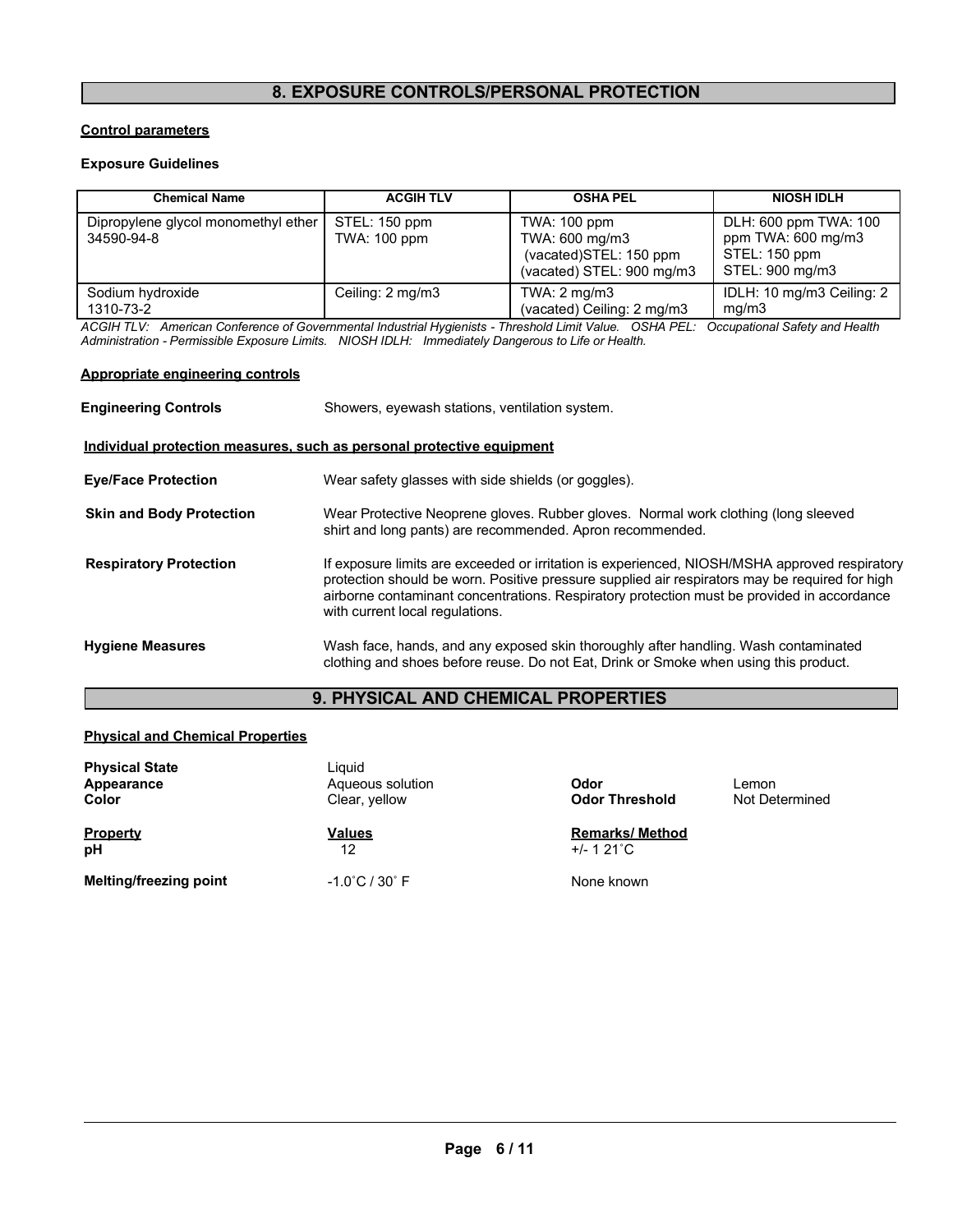## 8. EXPOSURE CONTROLS/PERSONAL PROTECTION

**Control parameters**

**Exposure Guidelines**

| Chemical Name | ACGIH TLV | OSHA PEL | NIOSH IDLH |
|---|---|---|---|
| Dipropylene glycol monomethyl ether 34590-94-8 | STEL: 150 ppm TWA: 100 ppm | TWA: 100 ppm TWA: 600 mg/m3 (vacated)STEL: 150 ppm (vacated) STEL: 900 mg/m3 | DLH: 600 ppm TWA: 100 ppm TWA: 600 mg/m3 STEL: 150 ppm STEL: 900 mg/m3 |
| Sodium hydroxide 1310-73-2 | Ceiling: 2 mg/m3 | TWA: 2 mg/m3 (vacated) Ceiling: 2 mg/m3 | IDLH: 10 mg/m3 Ceiling: 2 mg/m3 |

*ACGIH TLV: American Conference of Governmental Industrial Hygienists - Threshold Limit Value. OSHA PEL: Occupational Safety and Health Administration - Permissible Exposure Limits. NIOSH IDLH: Immediately Dangerous to Life or Health.*

**Appropriate engineering controls**

**Engineering Controls** Showers, eyewash stations, ventilation system.

**Individual protection measures, such as personal protective equipment**

**Eye/Face Protection** Wear safety glasses with side shields (or goggles).

**Skin and Body Protection** Wear Protective Neoprene gloves. Rubber gloves. Normal work clothing (long sleeved shirt and long pants) are recommended. Apron recommended.

**Respiratory Protection** If exposure limits are exceeded or irritation is experienced, NIOSH/MSHA approved respiratory protection should be worn. Positive pressure supplied air respirators may be required for high airborne contaminant concentrations. Respiratory protection must be provided in accordance with current local regulations.

**Hygiene Measures** Wash face, hands, and any exposed skin thoroughly after handling. Wash contaminated clothing and shoes before reuse. Do not Eat, Drink or Smoke when using this product.

## 9. PHYSICAL AND CHEMICAL PROPERTIES

**Physical and Chemical Properties**

**Physical State** Liquid
**Appearance** Aqueous solution
**Color** Clear, yellow

**Odor** Lemon
**Odor Threshold** Not Determined

| Property | Values | Remarks/ Method |
|---|---|---|
| **pH** | 12 | +/- 1 21˚C |
| **Melting/freezing point** | -1.0˚C / 30˚ F | None known |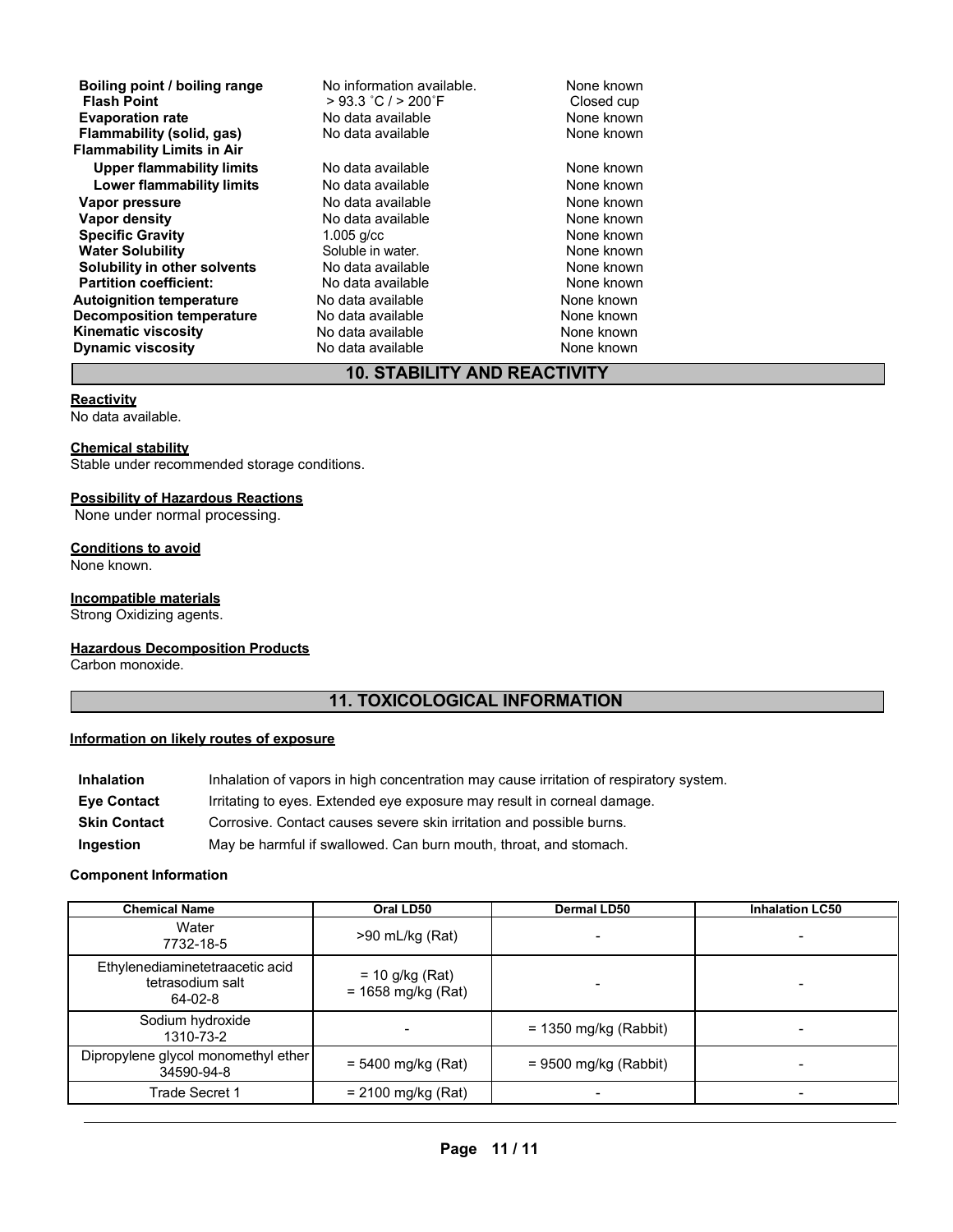| | | |
|---|---|---|
| **Boiling point / boiling range** | No information available. | None known |
| **Flash Point** | > 93.3 ˚C / > 200˚F | Closed cup |
| **Evaporation rate** | No data available | None known |
| **Flammability (solid, gas)** | No data available | None known |
| **Flammability Limits in Air** | | |
| **Upper flammability limits** | No data available | None known |
| **Lower flammability limits** | No data available | None known |
| **Vapor pressure** | No data available | None known |
| **Vapor density** | No data available | None known |
| **Specific Gravity** | 1.005 g/cc | None known |
| **Water Solubility** | Soluble in water. | None known |
| **Solubility in other solvents** | No data available | None known |
| **Partition coefficient:** | No data available | None known |
| **Autoignition temperature** | No data available | None known |
| **Decomposition temperature** | No data available | None known |
| **Kinematic viscosity** | No data available | None known |
| **Dynamic viscosity** | No data available | None known |

## 10. STABILITY AND REACTIVITY

**Reactivity**

No data available.

**Chemical stability**

Stable under recommended storage conditions.

**Possibility of Hazardous Reactions**

None under normal processing.

**Conditions to avoid**

None known.

**Incompatible materials**

Strong Oxidizing agents.

**Hazardous Decomposition Products**

Carbon monoxide.

## 11. TOXICOLOGICAL INFORMATION

**Information on likely routes of exposure**

| | |
|---|---|
| **Inhalation** | Inhalation of vapors in high concentration may cause irritation of respiratory system. |
| **Eye Contact** | Irritating to eyes. Extended eye exposure may result in corneal damage. |
| **Skin Contact** | Corrosive. Contact causes severe skin irritation and possible burns. |
| **Ingestion** | May be harmful if swallowed. Can burn mouth, throat, and stomach. |

**Component Information**

| Chemical Name | Oral LD50 | Dermal LD50 | Inhalation LC50 |
|---|---|---|---|
| Water<br>7732-18-5 | >90 mL/kg (Rat) | - | - |
| Ethylenediaminetetraacetic acid tetrasodium salt<br>64-02-8 | = 10 g/kg (Rat)<br>= 1658 mg/kg (Rat) | - | - |
| Sodium hydroxide<br>1310-73-2 | - | = 1350 mg/kg (Rabbit) | - |
| Dipropylene glycol monomethyl ether<br>34590-94-8 | = 5400 mg/kg (Rat) | = 9500 mg/kg (Rabbit) | - |
| Trade Secret 1 | = 2100 mg/kg (Rat) | - | - |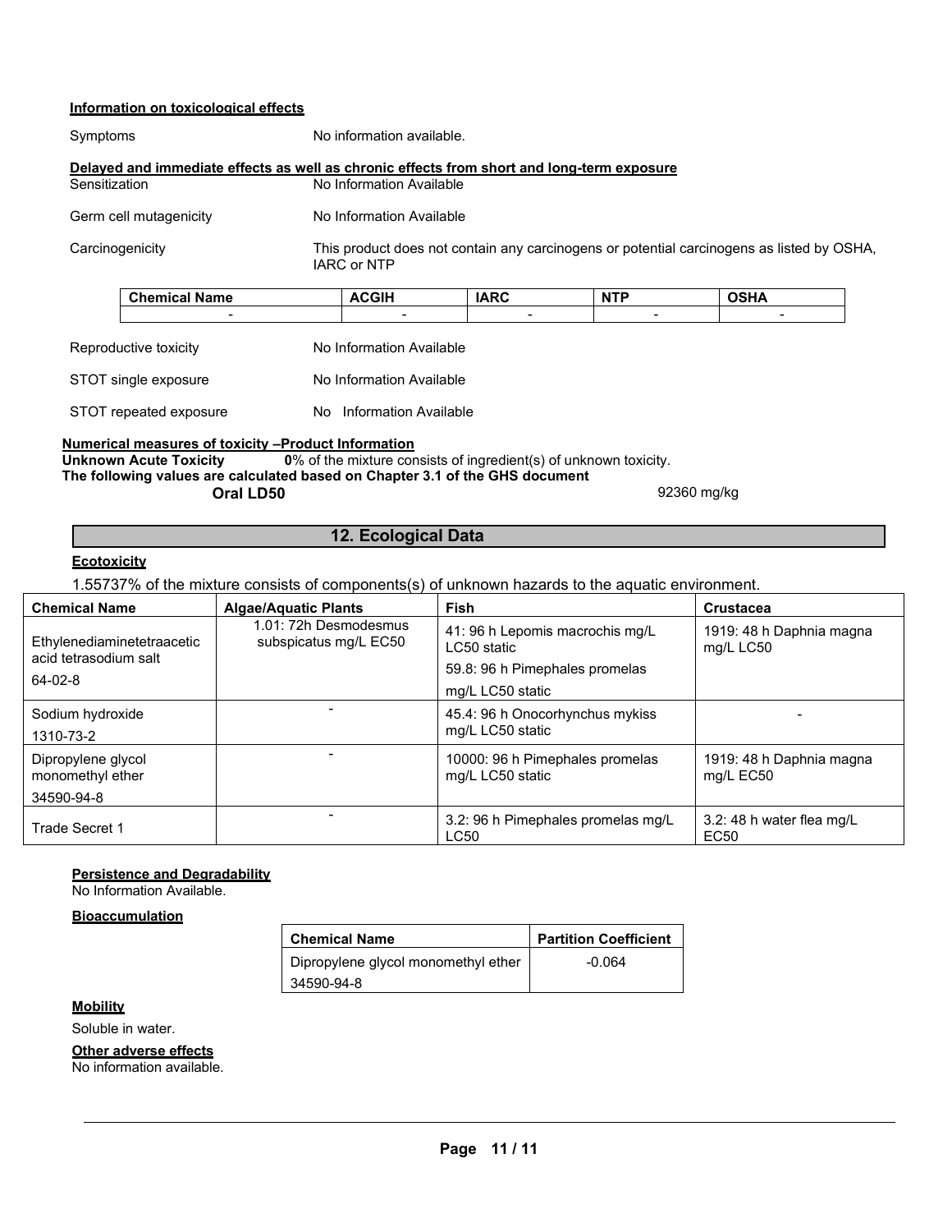**Information on toxicological effects**

Symptoms: No information available.

**Delayed and immediate effects as well as chronic effects from short and long-term exposure**

Sensitization: No Information Available

Germ cell mutagenicity: No Information Available

Carcinogenicity: This product does not contain any carcinogens or potential carcinogens as listed by OSHA, IARC or NTP

| Chemical Name | ACGIH | IARC | NTP | OSHA |
|---|---|---|---|---|
| - | - | - | - | - |

Reproductive toxicity: No Information Available

STOT single exposure: No Information Available

STOT repeated exposure: No Information Available

**Numerical measures of toxicity –Product Information**

**Unknown Acute Toxicity** **0**% of the mixture consists of ingredient(s) of unknown toxicity.

**The following values are calculated based on Chapter 3.1 of the GHS document**

**Oral LD50** 92360 mg/kg

## 12. Ecological Data

**Ecotoxicity**

1.55737% of the mixture consists of components(s) of unknown hazards to the aquatic environment.

| Chemical Name | Algae/Aquatic Plants | Fish | Crustacea |
|---|---|---|---|
| Ethylenediaminetetraacetic acid tetrasodium salt 64-02-8 | 1.01: 72h Desmodesmus subspicatus mg/L EC50 | 41: 96 h Lepomis macrochis mg/L LC50 static 59.8: 96 h Pimephales promelas mg/L LC50 static | 1919: 48 h Daphnia magna mg/L LC50 |
| Sodium hydroxide 1310-73-2 | - | 45.4: 96 h Onocorhynchus mykiss mg/L LC50 static | - |
| Dipropylene glycol monomethyl ether 34590-94-8 | - | 10000: 96 h Pimephales promelas mg/L LC50 static | 1919: 48 h Daphnia magna mg/L EC50 |
| Trade Secret 1 | - | 3.2: 96 h Pimephales promelas mg/L LC50 | 3.2: 48 h water flea mg/L EC50 |

**Persistence and Degradability**

No Information Available.

**Bioaccumulation**

| Chemical Name | Partition Coefficient |
|---|---|
| Dipropylene glycol monomethyl ether 34590-94-8 | -0.064 |

**Mobility**

Soluble in water.

**Other adverse effects**

No information available.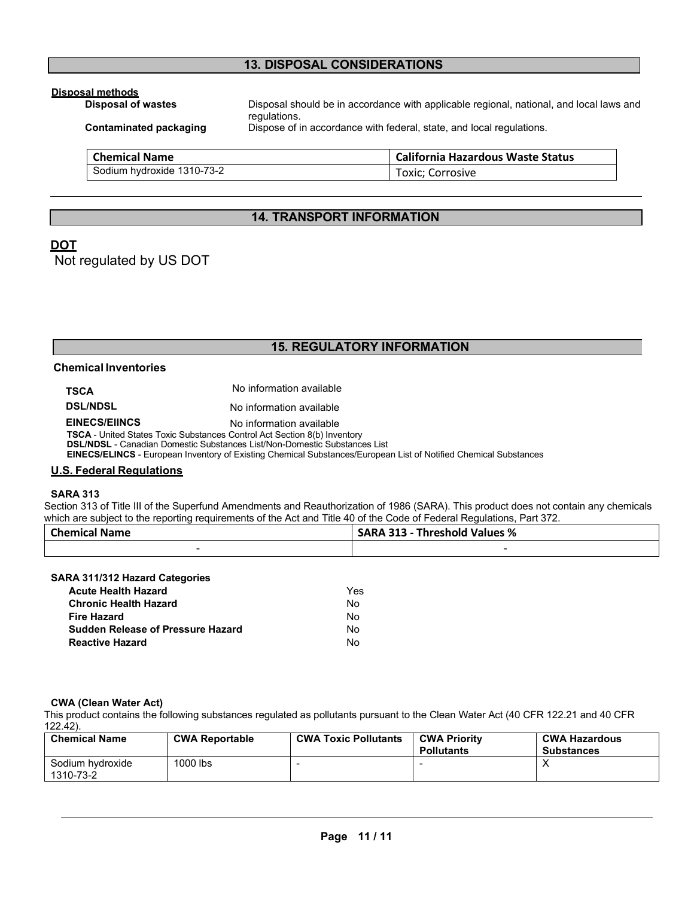## 13. DISPOSAL CONSIDERATIONS

**Disposal methods**

**Disposal of wastes** Disposal should be in accordance with applicable regional, national, and local laws and regulations.

**Contaminated packaging** Dispose of in accordance with federal, state, and local regulations.

| Chemical Name | California Hazardous Waste Status |
|---|---|
| Sodium hydroxide 1310-73-2 | Toxic; Corrosive |

## 14. TRANSPORT INFORMATION

**DOT**

Not regulated by US DOT

## 15. REGULATORY INFORMATION

**Chemical Inventories**

**TSCA** No information available

**DSL/NDSL** No information available

**EINECS/EIINCS** No information available

**TSCA** - United States Toxic Substances Control Act Section 8(b) Inventory
**DSL/NDSL** - Canadian Domestic Substances List/Non-Domestic Substances List
**EINECS/ELINCS** - European Inventory of Existing Chemical Substances/European List of Notified Chemical Substances

**U.S. Federal Regulations**

**SARA 313**

Section 313 of Title III of the Superfund Amendments and Reauthorization of 1986 (SARA). This product does not contain any chemicals which are subject to the reporting requirements of the Act and Title 40 of the Code of Federal Regulations, Part 372.

| Chemical Name | SARA 313 - Threshold Values % |
|---|---|
| - | - |

**SARA 311/312 Hazard Categories**

| | |
|---|---|
| **Acute Health Hazard** | Yes |
| **Chronic Health Hazard** | No |
| **Fire Hazard** | No |
| **Sudden Release of Pressure Hazard** | No |
| **Reactive Hazard** | No |

**CWA (Clean Water Act)**

This product contains the following substances regulated as pollutants pursuant to the Clean Water Act (40 CFR 122.21 and 40 CFR 122.42).

| Chemical Name | CWA Reportable | CWA Toxic Pollutants | CWA Priority Pollutants | CWA Hazardous Substances |
|---|---|---|---|---|
| Sodium hydroxide 1310-73-2 | 1000 lbs | - | - | X |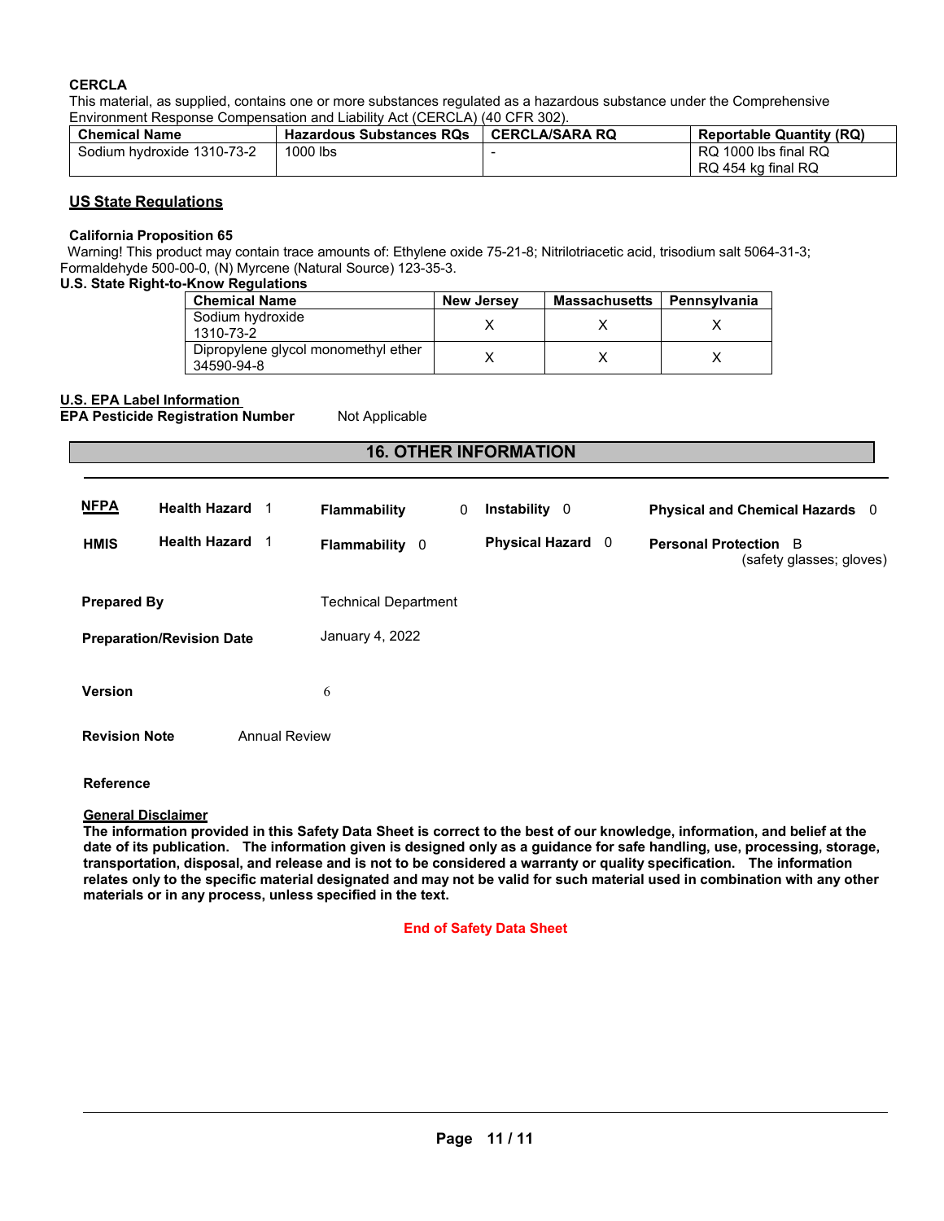**CERCLA**

This material, as supplied, contains one or more substances regulated as a hazardous substance under the Comprehensive Environment Response Compensation and Liability Act (CERCLA) (40 CFR 302).

| Chemical Name | Hazardous Substances RQs | CERCLA/SARA RQ | Reportable Quantity (RQ) |
|---|---|---|---|
| Sodium hydroxide 1310-73-2 | 1000 lbs | - | RQ 1000 lbs final RQ<br>RQ 454 kg final RQ |

## US State Regulations

**California Proposition 65**

Warning! This product may contain trace amounts of: Ethylene oxide 75-21-8; Nitrilotriacetic acid, trisodium salt 5064-31-3; Formaldehyde 500-00-0, (N) Myrcene (Natural Source) 123-35-3.

**U.S. State Right-to-Know Regulations**

| Chemical Name | New Jersey | Massachusetts | Pennsylvania |
|---|---|---|---|
| Sodium hydroxide<br>1310-73-2 | X | X | X |
| Dipropylene glycol monomethyl ether<br>34590-94-8 | X | X | X |

**U.S. EPA Label Information**

**EPA Pesticide Registration Number** Not Applicable

## 16. OTHER INFORMATION

| | | | | |
|---|---|---|---|---|
| **NFPA** | **Health Hazard** 1 | **Flammability** 0 | **Instability** 0 | **Physical and Chemical Hazards** 0 |
| **HMIS** | **Health Hazard** 1 | **Flammability** 0 | **Physical Hazard** 0 | **Personal Protection** B (safety glasses; gloves) |

**Prepared By** Technical Department

**Preparation/Revision Date** January 4, 2022

**Version** 6

**Revision Note** Annual Review

**Reference**

**General Disclaimer**

**The information provided in this Safety Data Sheet is correct to the best of our knowledge, information, and belief at the date of its publication. The information given is designed only as a guidance for safe handling, use, processing, storage, transportation, disposal, and release and is not to be considered a warranty or quality specification. The information relates only to the specific material designated and may not be valid for such material used in combination with any other materials or in any process, unless specified in the text.**

**End of Safety Data Sheet**